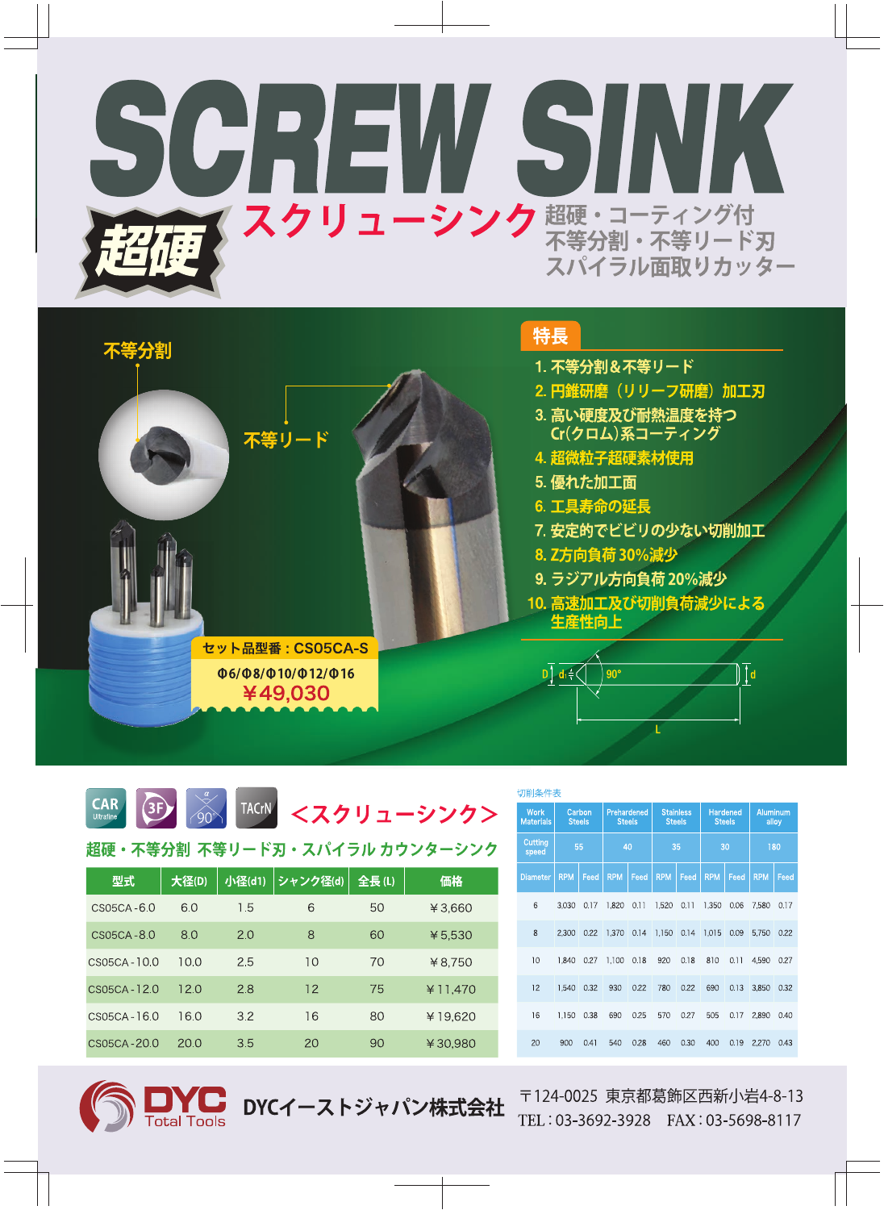# SCREW SINK

超硬 **スクリューシンク** 超硬・コーティング付 不等分割・不等リード刃 スパイラル面取りカッター

不等分割

不等リード

## 特長

1. 不等分割&不等リード
2. 円錐研磨（リリーフ研磨）加工刃
3. 高い硬度及び耐熱温度を持つ Cr(クロム)系コーティング
4. 超微粒子超硬素材使用
5. 優れた加工面
6. 工具寿命の延長
7. 安定的でビビリの少ない切削加工
8. Z方向負荷 30%減少
9. ラジアル方向負荷 20%減少
10. 高速加工及び切削負荷減少による生産性向上

セット品型番：CS05CA-S

Φ6/Φ8/Φ10/Φ12/Φ16

￥49,030

D d 90° d L

CAR Ultrafine 3F 90° TACrN

## <スクリューシンク>

超硬・不等分割 不等リード刃・スパイラル カウンターシンク

| 型式 | 大径(D) | 小径(d1) | シャンク径(d) | 全長 (L) | 価格 |
|---|---|---|---|---|---|
| CS05CA-6.0 | 6.0 | 1.5 | 6 | 50 | ￥3,660 |
| CS05CA-8.0 | 8.0 | 2.0 | 8 | 60 | ￥5,530 |
| CS05CA-10.0 | 10.0 | 2.5 | 10 | 70 | ￥8,750 |
| CS05CA-12.0 | 12.0 | 2.8 | 12 | 75 | ￥11,470 |
| CS05CA-16.0 | 16.0 | 3.2 | 16 | 80 | ￥19,620 |
| CS05CA-20.0 | 20.0 | 3.5 | 20 | 90 | ￥30,980 |

切削条件表

| Work Materials | Carbon Steels | | Prehardened Steels | | Stainless Steels | | Hardened Steels | | Aluminum alloy | |
|---|---|---|---|---|---|---|---|---|---|---|
| Cutting speed | 55 | | 40 | | 35 | | 30 | | 180 | |
| Diameter | RPM | Feed | RPM | Feed | RPM | Feed | RPM | Feed | RPM | Feed |
| 6 | 3,030 | 0.17 | 1,820 | 0.11 | 1,520 | 0.11 | 1,350 | 0.06 | 7,580 | 0.17 |
| 8 | 2,300 | 0.22 | 1,370 | 0.14 | 1,150 | 0.14 | 1,015 | 0.09 | 5,750 | 0.22 |
| 10 | 1,840 | 0.27 | 1,100 | 0.18 | 920 | 0.18 | 810 | 0.11 | 4,590 | 0.27 |
| 12 | 1,540 | 0.32 | 930 | 0.22 | 780 | 0.22 | 690 | 0.13 | 3,850 | 0.32 |
| 16 | 1,150 | 0.38 | 690 | 0.25 | 570 | 0.27 | 505 | 0.17 | 2,890 | 0.40 |
| 20 | 900 | 0.41 | 540 | 0.28 | 460 | 0.30 | 400 | 0.19 | 2,270 | 0.43 |

DYC Total Tools DYCイーストジャパン株式会社

〒124-0025 東京都葛飾区西新小岩4-8-13

TEL：03-3692-3928　FAX：03-5698-8117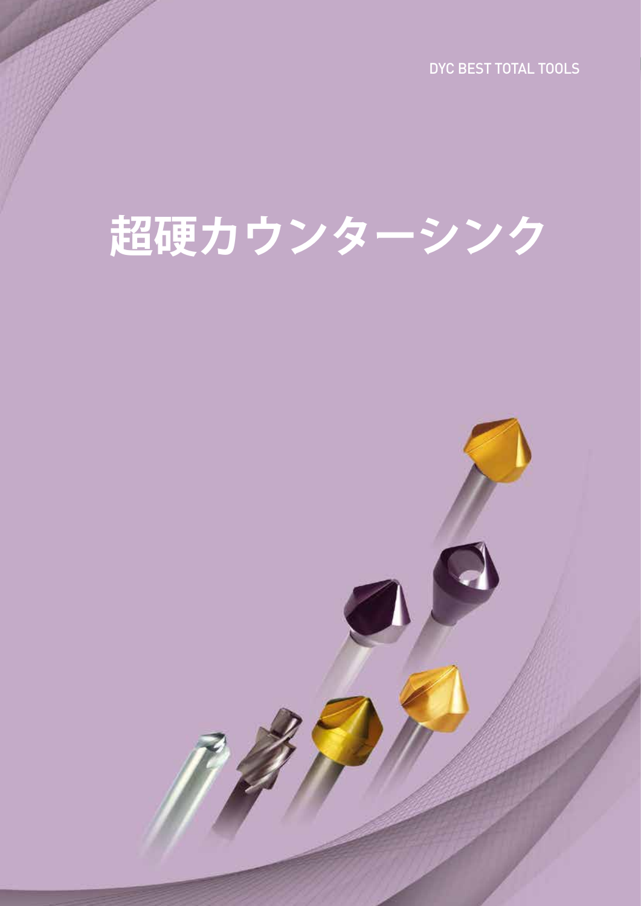DYC BEST TOTAL TOOLS

# 超硬カウンターシンク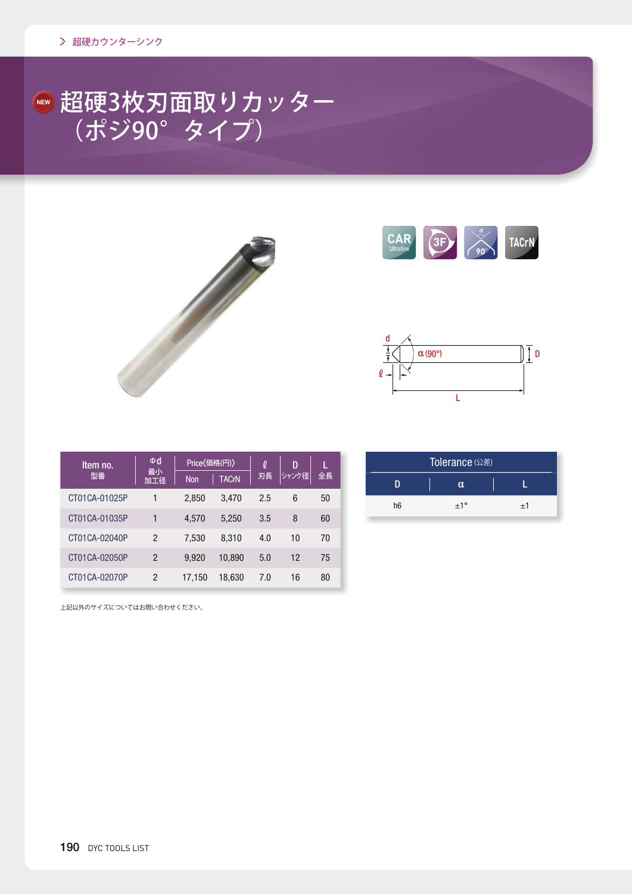超硬カウンターシンク

# 超硬3枚刃面取りカッター（ポジ90° タイプ）

CAR Ultrafine　3F　90°　TACrN

| Item no. 型番 | Φd 最小 加工径 | Price(価格(円)) | | ℓ 刃長 | D シャンク径 | L 全長 |
|---|---|---|---|---|---|---|
| | | Non | TACrN | | | |
| CT01CA-01025P | 1 | 2,850 | 3,470 | 2.5 | 6 | 50 |
| CT01CA-01035P | 1 | 4,570 | 5,250 | 3.5 | 8 | 60 |
| CT01CA-02040P | 2 | 7,530 | 8,310 | 4.0 | 10 | 70 |
| CT01CA-02050P | 2 | 9,920 | 10,890 | 5.0 | 12 | 75 |
| CT01CA-02070P | 2 | 17,150 | 18,630 | 7.0 | 16 | 80 |

上記以外のサイズについてはお問い合わせください。

| Tolerance (公差) | | |
|---|---|---|
| D | α | L |
| h6 | ±1° | ±1 |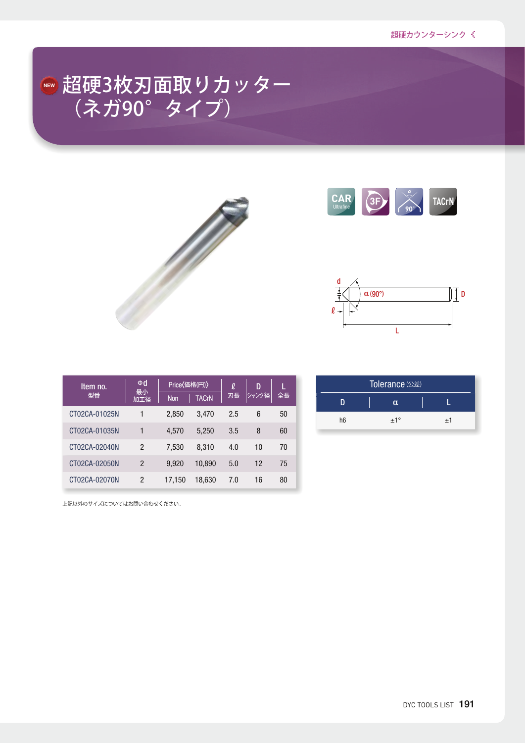# NEW 超硬3枚刃面取りカッター（ネガ90° タイプ）

CAR Ultrafine　3F　α 90　TACrN

| Item no. 型番 | Φd 最小加工径 | Price〈価格(円)〉 | | ℓ 刃長 | D シャンク径 | L 全長 |
|---|---|---|---|---|---|---|
| | | Non | TACrN | | | |
| CT02CA-01025N | 1 | 2,850 | 3,470 | 2.5 | 6 | 50 |
| CT02CA-01035N | 1 | 4,570 | 5,250 | 3.5 | 8 | 60 |
| CT02CA-02040N | 2 | 7,530 | 8,310 | 4.0 | 10 | 70 |
| CT02CA-02050N | 2 | 9,920 | 10,890 | 5.0 | 12 | 75 |
| CT02CA-02070N | 2 | 17,150 | 18,630 | 7.0 | 16 | 80 |

上記以外のサイズについてはお問い合わせください。

**Tolerance（公差）**

| D | α | L |
|---|---|---|
| h6 | ±1° | ±1 |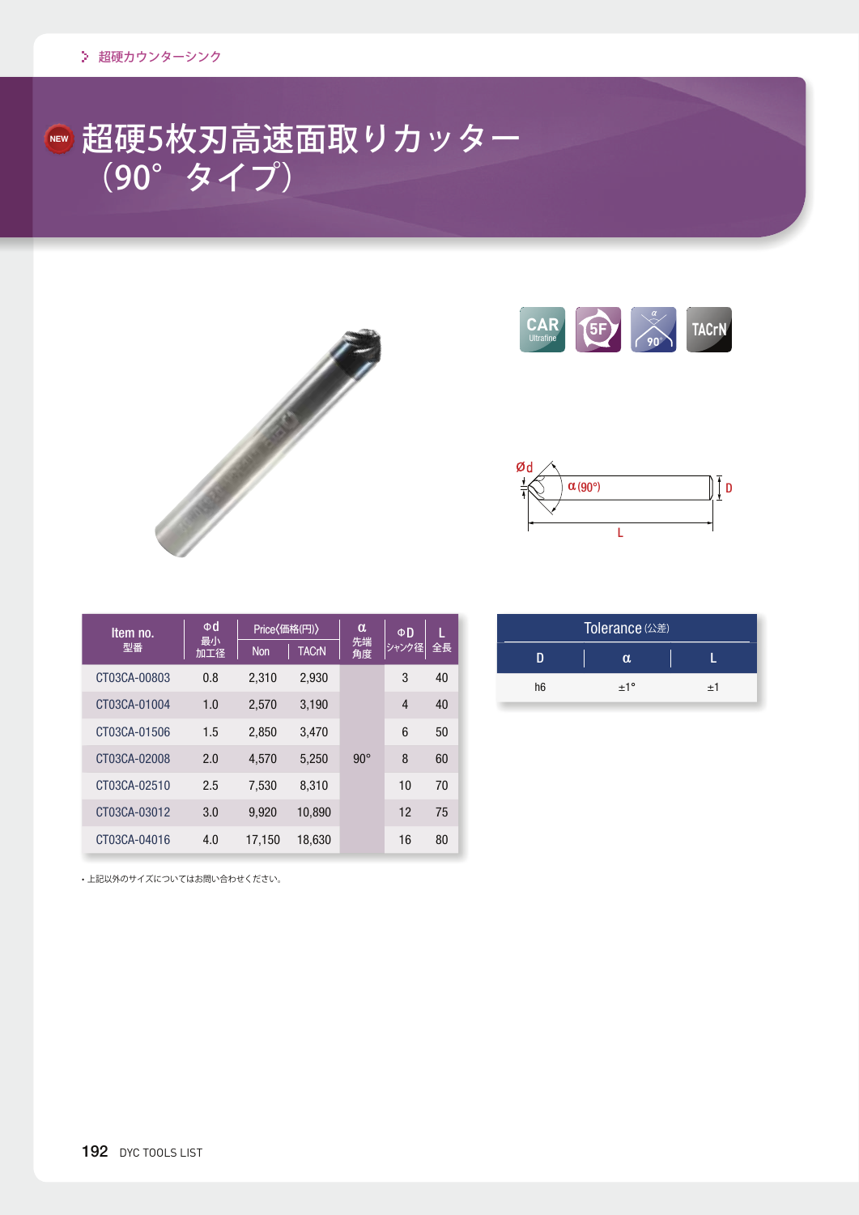超硬カウンターシンク

# NEW 超硬5枚刃高速面取りカッター（90° タイプ）

CAR Ultrafine　5F　α 90°　TACrN

Ød　α(90°)　D　L

| Item no. 型番 | Φd 最小加工径 | Price〈価格(円)〉 | | α 先端角度 | ΦD シャンク径 | L 全長 |
|---|---|---|---|---|---|---|
| | | Non | TACrN | | | |
| CT03CA-00803 | 0.8 | 2,310 | 2,930 | 90° | 3 | 40 |
| CT03CA-01004 | 1.0 | 2,570 | 3,190 | 90° | 4 | 40 |
| CT03CA-01506 | 1.5 | 2,850 | 3,470 | 90° | 6 | 50 |
| CT03CA-02008 | 2.0 | 4,570 | 5,250 | 90° | 8 | 60 |
| CT03CA-02510 | 2.5 | 7,530 | 8,310 | 90° | 10 | 70 |
| CT03CA-03012 | 3.0 | 9,920 | 10,890 | 90° | 12 | 75 |
| CT03CA-04016 | 4.0 | 17,150 | 18,630 | 90° | 16 | 80 |

・上記以外のサイズについてはお問い合わせください。

| Tolerance (公差) | | |
|---|---|---|
| D | α | L |
| h6 | ±1° | ±1 |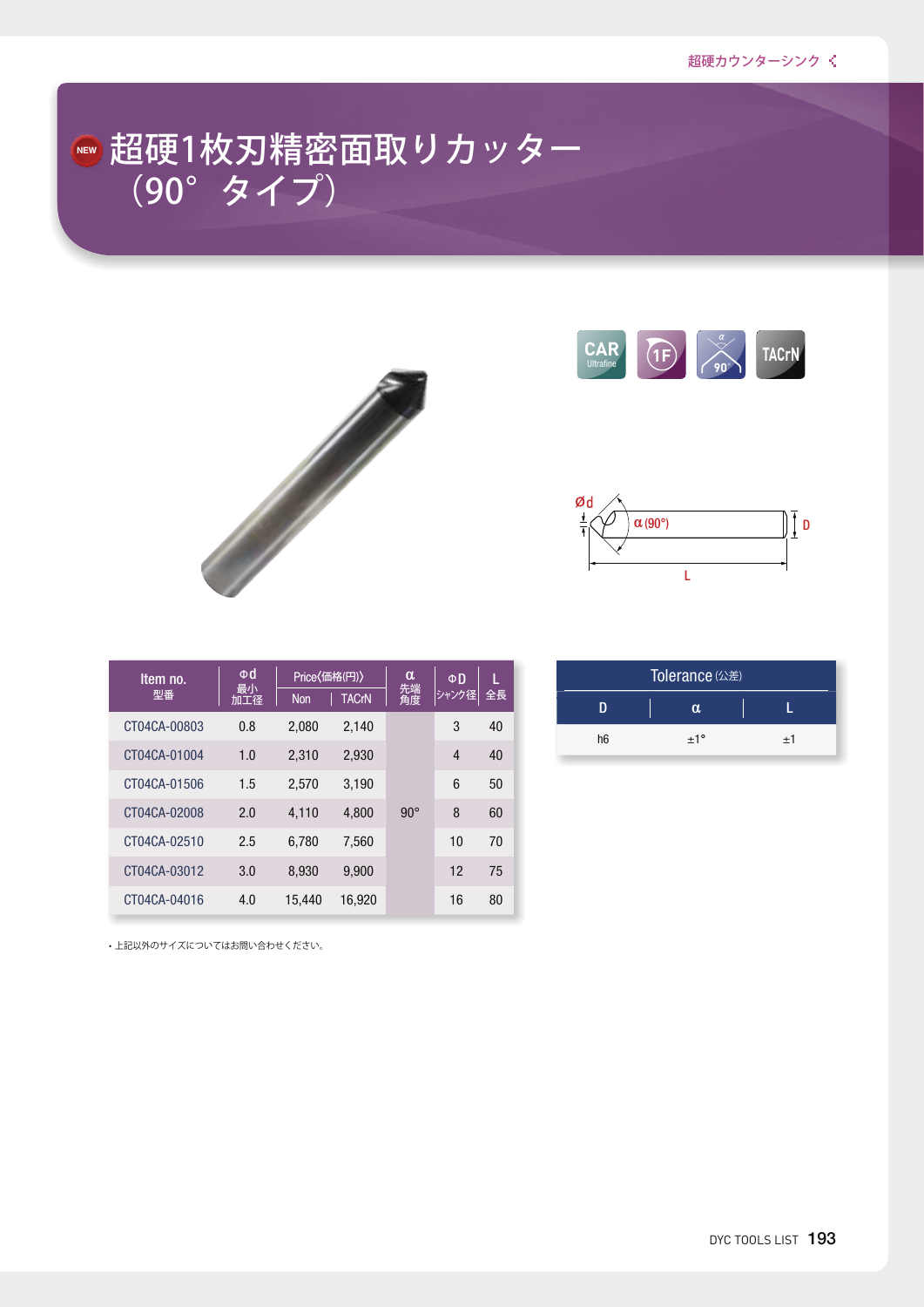# NEW 超硬1枚刃精密面取りカッター（90° タイプ）

CAR Ultrafine　1F　α 90　TACrN

Ød　α (90°)　D　L

| Item no. 型番 | Φd 最小加工径 | Price〈価格(円)〉 Non | TACrN | α 先端角度 | ΦD シャンク径 | L 全長 |
|---|---|---|---|---|---|---|
| CT04CA-00803 | 0.8 | 2,080 | 2,140 | 90° | 3 | 40 |
| CT04CA-01004 | 1.0 | 2,310 | 2,930 | | 4 | 40 |
| CT04CA-01506 | 1.5 | 2,570 | 3,190 | | 6 | 50 |
| CT04CA-02008 | 2.0 | 4,110 | 4,800 | | 8 | 60 |
| CT04CA-02510 | 2.5 | 6,780 | 7,560 | | 10 | 70 |
| CT04CA-03012 | 3.0 | 8,930 | 9,900 | | 12 | 75 |
| CT04CA-04016 | 4.0 | 15,440 | 16,920 | | 16 | 80 |

• 上記以外のサイズについてはお問い合わせください。

| Tolerance (公差) | | |
|---|---|---|
| D | α | L |
| h6 | ±1° | ±1 |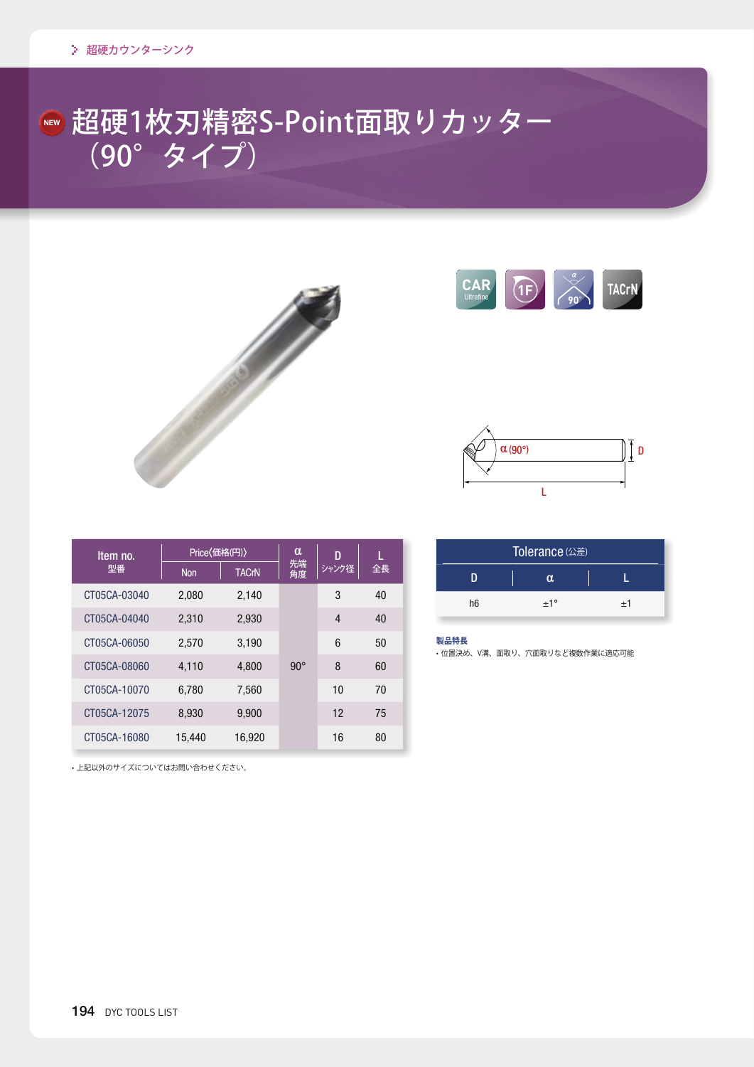超硬カウンターシンク

# NEW 超硬1枚刃精密S-Point面取りカッター（90° タイプ）

CAR Ultrafine　1F　α 90°　TACrN

α (90°)　D　L

| Item no. 型番 | Price(価格(円)) | | α 先端角度 | D シャンク径 | L 全長 |
|---|---|---|---|---|---|
| | Non | TACrN | | | |
| CT05CA-03040 | 2,080 | 2,140 | 90° | 3 | 40 |
| CT05CA-04040 | 2,310 | 2,930 | | 4 | 40 |
| CT05CA-06050 | 2,570 | 3,190 | | 6 | 50 |
| CT05CA-08060 | 4,110 | 4,800 | | 8 | 60 |
| CT05CA-10070 | 6,780 | 7,560 | | 10 | 70 |
| CT05CA-12075 | 8,930 | 9,900 | | 12 | 75 |
| CT05CA-16080 | 15,440 | 16,920 | | 16 | 80 |

・上記以外のサイズについてはお問い合わせください。

| Tolerance (公差) | | |
|---|---|---|
| D | α | L |
| h6 | ±1° | ±1 |

**製品特長**

・位置決め、V溝、面取り、穴面取りなど複数作業に適応可能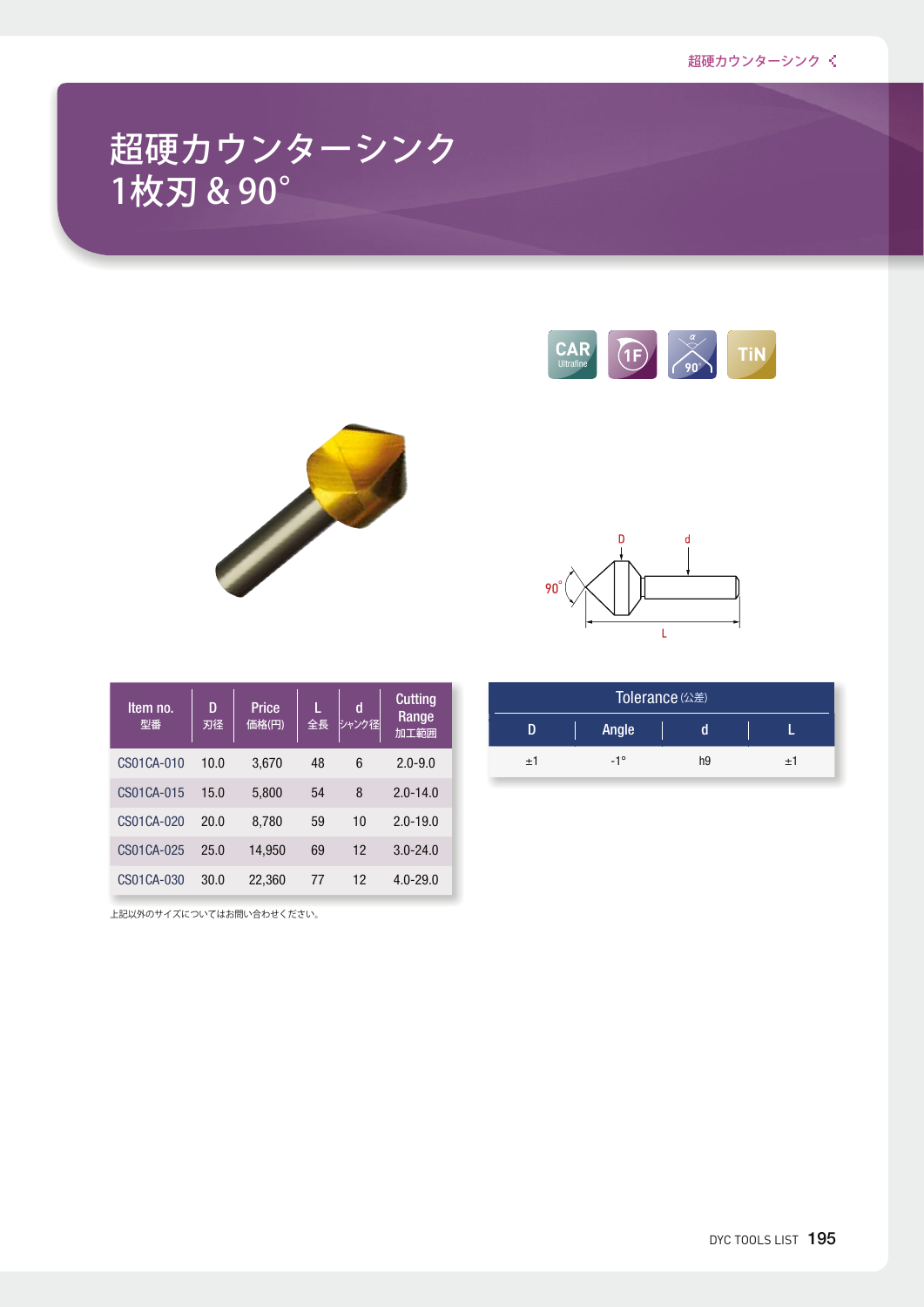# 超硬カウンターシンク
# 1枚刃 & 90°

CAR Ultrafine　1F　90°　TiN

D　d　90°　L

| Item no. 型番 | D 刃径 | Price 価格(円) | L 全長 | d シャンク径 | Cutting Range 加工範囲 |
|---|---|---|---|---|---|
| CS01CA-010 | 10.0 | 3,670 | 48 | 6 | 2.0-9.0 |
| CS01CA-015 | 15.0 | 5,800 | 54 | 8 | 2.0-14.0 |
| CS01CA-020 | 20.0 | 8,780 | 59 | 10 | 2.0-19.0 |
| CS01CA-025 | 25.0 | 14,950 | 69 | 12 | 3.0-24.0 |
| CS01CA-030 | 30.0 | 22,360 | 77 | 12 | 4.0-29.0 |

上記以外のサイズについてはお問い合わせください。

**Tolerance (公差)**

| D | Angle | d | L |
|---|---|---|---|
| ±1 | -1° | h9 | ±1 |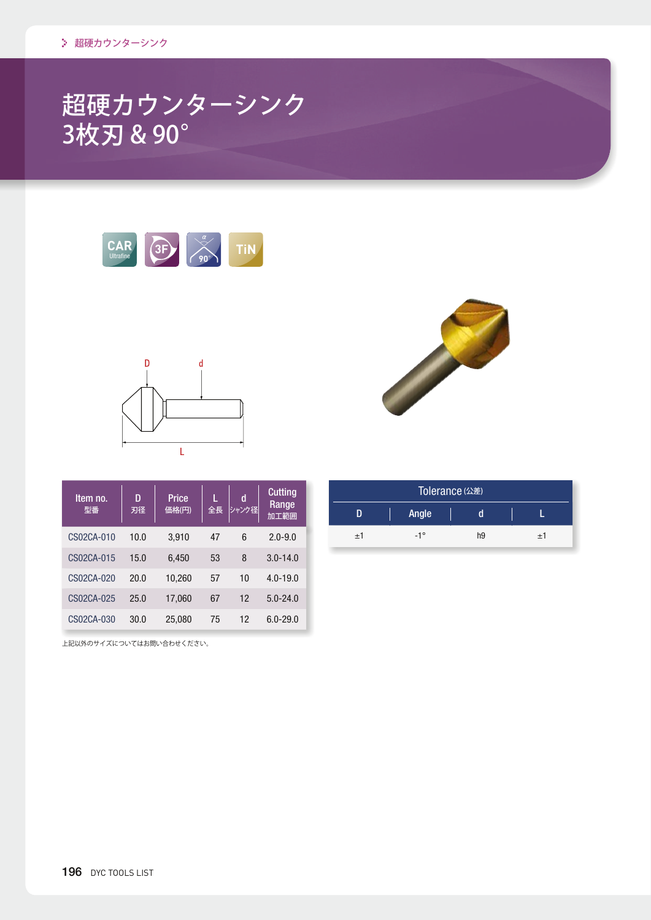# 超硬カウンターシンク 3枚刃 & 90°

CAR Ultrafine　3F　90°　TiN

| Item no. 型番 | D 刃径 | Price 価格(円) | L 全長 | d シャンク径 | Cutting Range 加工範囲 |
|---|---|---|---|---|---|
| CS02CA-010 | 10.0 | 3,910 | 47 | 6 | 2.0-9.0 |
| CS02CA-015 | 15.0 | 6,450 | 53 | 8 | 3.0-14.0 |
| CS02CA-020 | 20.0 | 10,260 | 57 | 10 | 4.0-19.0 |
| CS02CA-025 | 25.0 | 17,060 | 67 | 12 | 5.0-24.0 |
| CS02CA-030 | 30.0 | 25,080 | 75 | 12 | 6.0-29.0 |

上記以外のサイズについてはお問い合わせください。

| Tolerance (公差) | | | |
|---|---|---|---|
| D | Angle | d | L |
| ±1 | -1° | h9 | ±1 |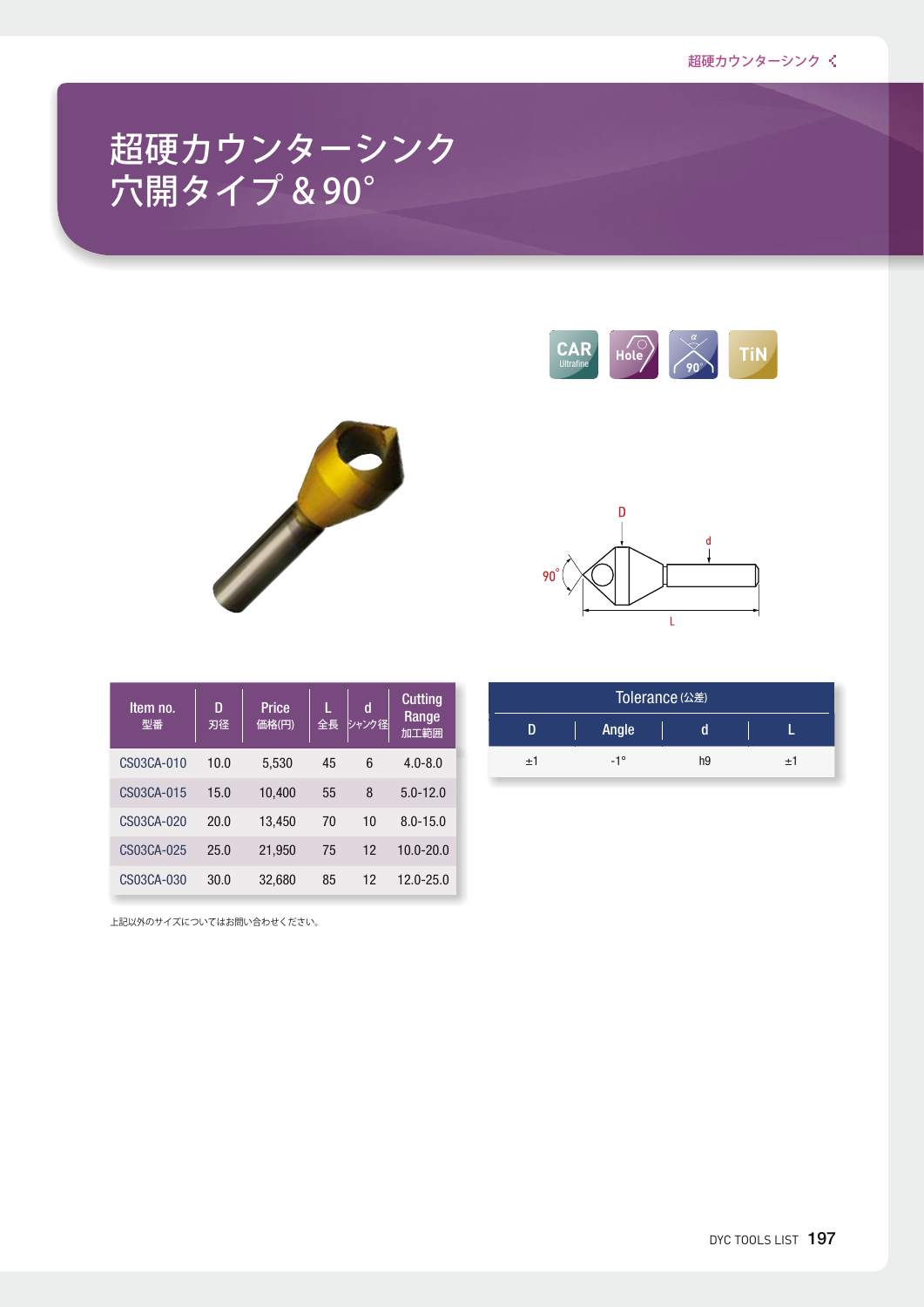# 超硬カウンターシンク 穴開タイプ＆90°

CAR Ultrafine　Hole　90°　TiN

D　d　90°　L

| Item no. 型番 | D 刃径 | Price 価格(円) | L 全長 | d シャンク径 | Cutting Range 加工範囲 |
|---|---|---|---|---|---|
| CS03CA-010 | 10.0 | 5,530 | 45 | 6 | 4.0-8.0 |
| CS03CA-015 | 15.0 | 10,400 | 55 | 8 | 5.0-12.0 |
| CS03CA-020 | 20.0 | 13,450 | 70 | 10 | 8.0-15.0 |
| CS03CA-025 | 25.0 | 21,950 | 75 | 12 | 10.0-20.0 |
| CS03CA-030 | 30.0 | 32,680 | 85 | 12 | 12.0-25.0 |

上記以外のサイズについてはお問い合わせください。

| Tolerance (公差) | | | |
|---|---|---|---|
| D | Angle | d | L |
| ±1 | -1° | h9 | ±1 |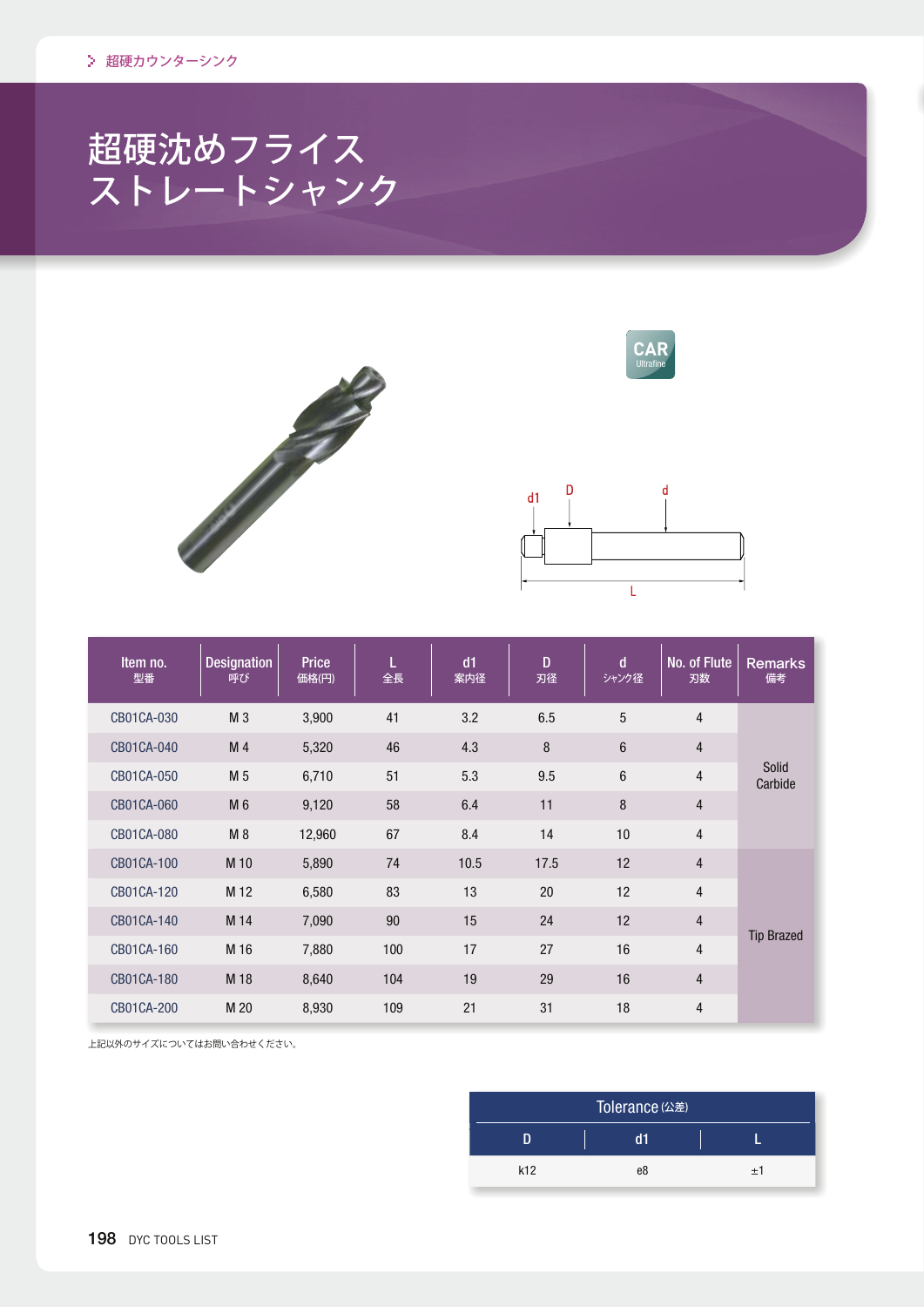> 超硬カウンターシンク

# 超硬沈めフライス ストレートシャンク

CAR Ultrafine

d1 D d L

| Item no. 型番 | Designation 呼び | Price 価格(円) | L 全長 | d1 案内径 | D 刃径 | d シャンク径 | No. of Flute 刃数 | Remarks 備考 |
|---|---|---|---|---|---|---|---|---|
| CB01CA-030 | M 3 | 3,900 | 41 | 3.2 | 6.5 | 5 | 4 | Solid Carbide |
| CB01CA-040 | M 4 | 5,320 | 46 | 4.3 | 8 | 6 | 4 | |
| CB01CA-050 | M 5 | 6,710 | 51 | 5.3 | 9.5 | 6 | 4 | |
| CB01CA-060 | M 6 | 9,120 | 58 | 6.4 | 11 | 8 | 4 | |
| CB01CA-080 | M 8 | 12,960 | 67 | 8.4 | 14 | 10 | 4 | |
| CB01CA-100 | M 10 | 5,890 | 74 | 10.5 | 17.5 | 12 | 4 | Tip Brazed |
| CB01CA-120 | M 12 | 6,580 | 83 | 13 | 20 | 12 | 4 | |
| CB01CA-140 | M 14 | 7,090 | 90 | 15 | 24 | 12 | 4 | |
| CB01CA-160 | M 16 | 7,880 | 100 | 17 | 27 | 16 | 4 | |
| CB01CA-180 | M 18 | 8,640 | 104 | 19 | 29 | 16 | 4 | |
| CB01CA-200 | M 20 | 8,930 | 109 | 21 | 31 | 18 | 4 | |

上記以外のサイズについてはお問い合わせください。

| Tolerance (公差) | | |
|---|---|---|
| D | d1 | L |
| k12 | e8 | ±1 |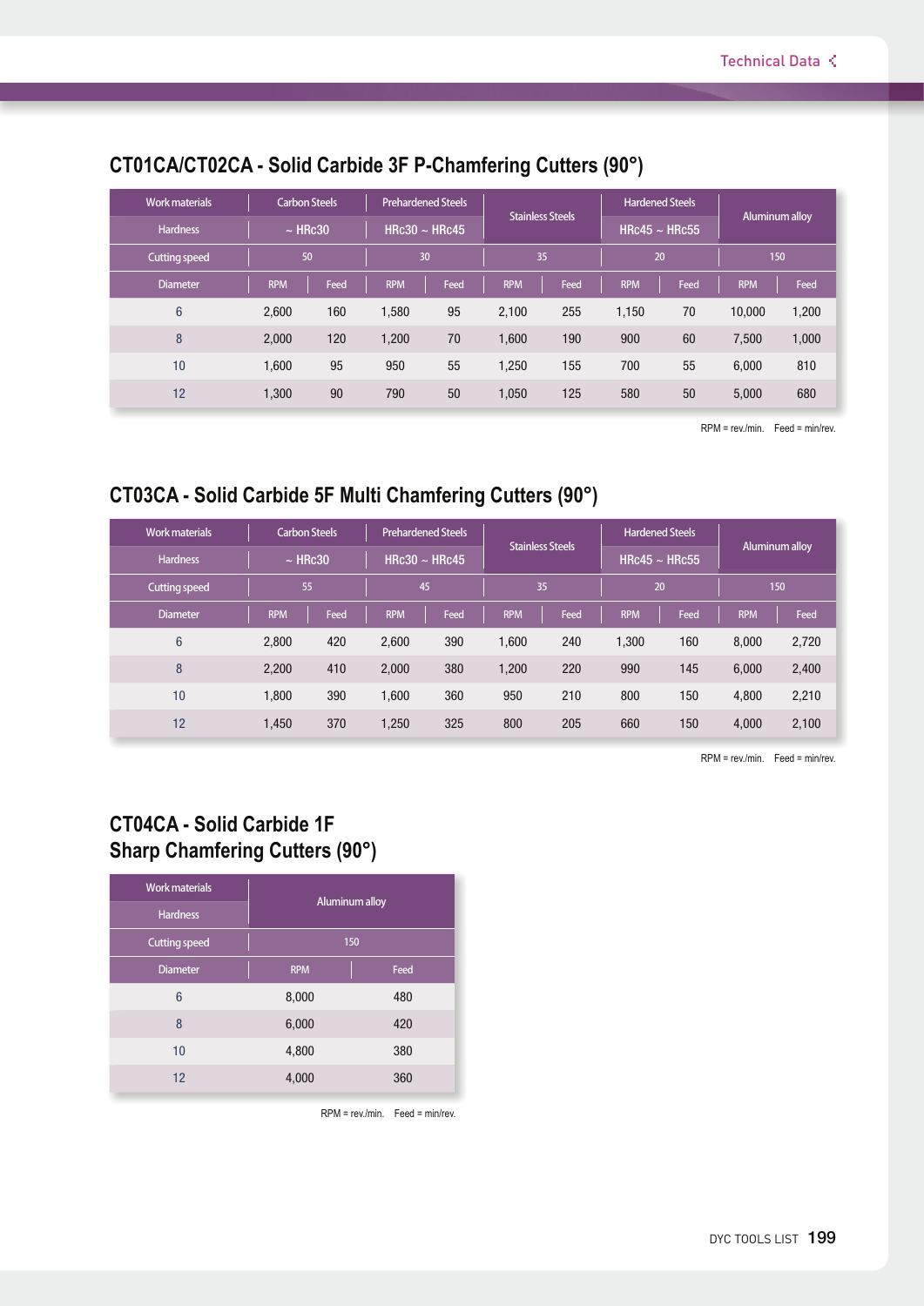## CT01CA/CT02CA - Solid Carbide 3F P-Chamfering Cutters (90°)

| Work materials | Carbon Steels | | Prehardened Steels | | Stainless Steels | | Hardened Steels | | Aluminum alloy | |
|---|---|---|---|---|---|---|---|---|---|---|
| Hardness | ~ HRc30 | | HRc30 ~ HRc45 | | | | HRc45 ~ HRc55 | | | |
| Cutting speed | 50 | | 30 | | 35 | | 20 | | 150 | |
| Diameter | RPM | Feed | RPM | Feed | RPM | Feed | RPM | Feed | RPM | Feed |
| 6 | 2,600 | 160 | 1,580 | 95 | 2,100 | 255 | 1,150 | 70 | 10,000 | 1,200 |
| 8 | 2,000 | 120 | 1,200 | 70 | 1,600 | 190 | 900 | 60 | 7,500 | 1,000 |
| 10 | 1,600 | 95 | 950 | 55 | 1,250 | 155 | 700 | 55 | 6,000 | 810 |
| 12 | 1,300 | 90 | 790 | 50 | 1,050 | 125 | 580 | 50 | 5,000 | 680 |

RPM = rev./min. Feed = min/rev.

## CT03CA - Solid Carbide 5F Multi Chamfering Cutters (90°)

| Work materials | Carbon Steels | | Prehardened Steels | | Stainless Steels | | Hardened Steels | | Aluminum alloy | |
|---|---|---|---|---|---|---|---|---|---|---|
| Hardness | ~ HRc30 | | HRc30 ~ HRc45 | | | | HRc45 ~ HRc55 | | | |
| Cutting speed | 55 | | 45 | | 35 | | 20 | | 150 | |
| Diameter | RPM | Feed | RPM | Feed | RPM | Feed | RPM | Feed | RPM | Feed |
| 6 | 2,800 | 420 | 2,600 | 390 | 1,600 | 240 | 1,300 | 160 | 8,000 | 2,720 |
| 8 | 2,200 | 410 | 2,000 | 380 | 1,200 | 220 | 990 | 145 | 6,000 | 2,400 |
| 10 | 1,800 | 390 | 1,600 | 360 | 950 | 210 | 800 | 150 | 4,800 | 2,210 |
| 12 | 1,450 | 370 | 1,250 | 325 | 800 | 205 | 660 | 150 | 4,000 | 2,100 |

RPM = rev./min. Feed = min/rev.

## CT04CA - Solid Carbide 1F Sharp Chamfering Cutters (90°)

| Work materials | Aluminum alloy | |
|---|---|---|
| Hardness | | |
| Cutting speed | 150 | |
| Diameter | RPM | Feed |
| 6 | 8,000 | 480 |
| 8 | 6,000 | 420 |
| 10 | 4,800 | 380 |
| 12 | 4,000 | 360 |

RPM = rev./min. Feed = min/rev.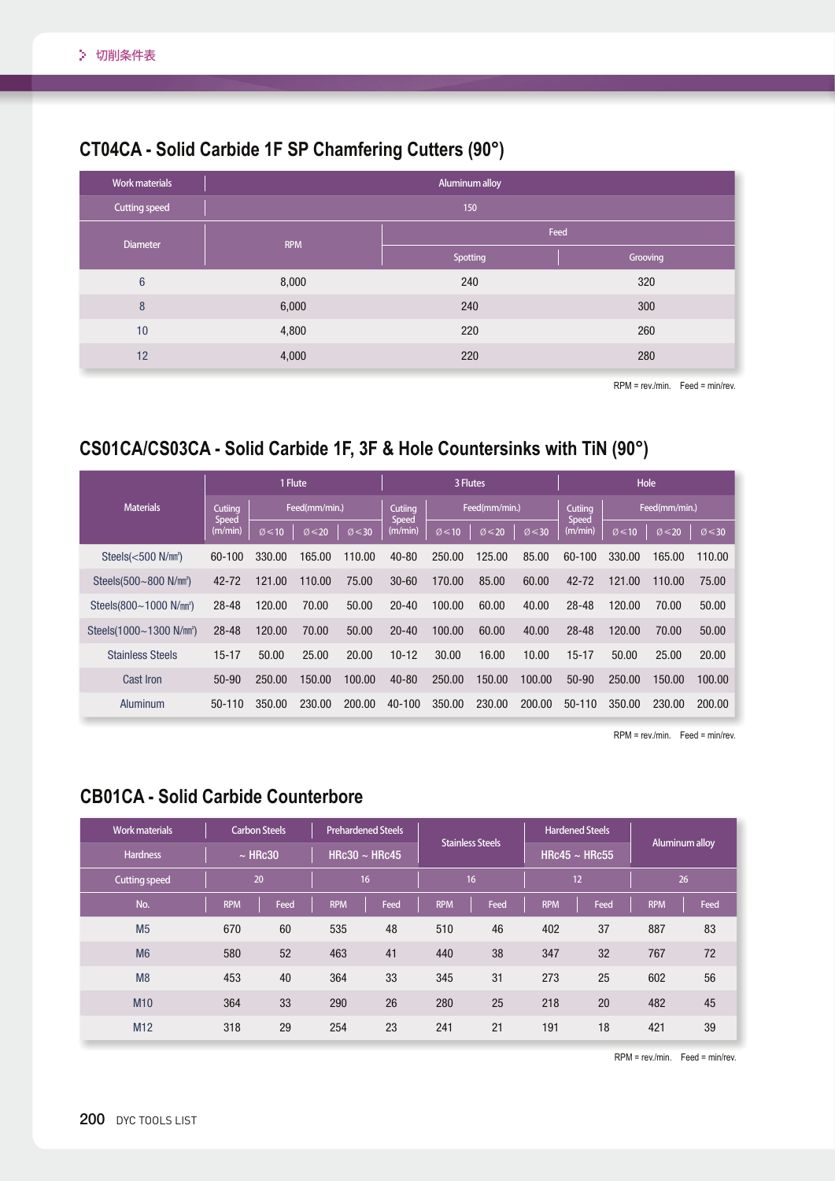切削条件表

## CT04CA - Solid Carbide 1F SP Chamfering Cutters (90°)

| Work materials | Aluminum alloy | | |
|---|---|---|---|
| Cutting speed | 150 | | |
| Diameter | RPM | Feed | |
| | | Spotting | Grooving |
| 6 | 8,000 | 240 | 320 |
| 8 | 6,000 | 240 | 300 |
| 10 | 4,800 | 220 | 260 |
| 12 | 4,000 | 220 | 280 |

RPM = rev./min. Feed = min/rev.

## CS01CA/CS03CA - Solid Carbide 1F, 3F & Hole Countersinks with TiN (90°)

| Materials | 1 Flute | | | | 3 Flutes | | | | Hole | | | |
|---|---|---|---|---|---|---|---|---|---|---|---|---|
| | Cutiing Speed (m/min) | Feed(mm/min.) | | | Cutiing Speed (m/min) | Feed(mm/min.) | | | Cutiing Speed (m/min) | Feed(mm/min.) | | |
| | | Ø≤10 | Ø≤20 | Ø≤30 | | Ø≤10 | Ø≤20 | Ø≤30 | | Ø≤10 | Ø≤20 | Ø≤30 |
| Steels(<500 N/㎟) | 60-100 | 330.00 | 165.00 | 110.00 | 40-80 | 250.00 | 125.00 | 85.00 | 60-100 | 330.00 | 165.00 | 110.00 |
| Steels(500~800 N/㎟) | 42-72 | 121.00 | 110.00 | 75.00 | 30-60 | 170.00 | 85.00 | 60.00 | 42-72 | 121.00 | 110.00 | 75.00 |
| Steels(800~1000 N/㎟) | 28-48 | 120.00 | 70.00 | 50.00 | 20-40 | 100.00 | 60.00 | 40.00 | 28-48 | 120.00 | 70.00 | 50.00 |
| Steels(1000~1300 N/㎟) | 28-48 | 120.00 | 70.00 | 50.00 | 20-40 | 100.00 | 60.00 | 40.00 | 28-48 | 120.00 | 70.00 | 50.00 |
| Stainless Steels | 15-17 | 50.00 | 25.00 | 20.00 | 10-12 | 30.00 | 16.00 | 10.00 | 15-17 | 50.00 | 25.00 | 20.00 |
| Cast Iron | 50-90 | 250.00 | 150.00 | 100.00 | 40-80 | 250.00 | 150.00 | 100.00 | 50-90 | 250.00 | 150.00 | 100.00 |
| Aluminum | 50-110 | 350.00 | 230.00 | 200.00 | 40-100 | 350.00 | 230.00 | 200.00 | 50-110 | 350.00 | 230.00 | 200.00 |

RPM = rev./min. Feed = min/rev.

## CB01CA - Solid Carbide Counterbore

| Work materials | Carbon Steels | | Prehardened Steels | | Stainless Steels | | Hardened Steels | | Aluminum alloy | |
|---|---|---|---|---|---|---|---|---|---|---|
| Hardness | ~ HRc30 | | HRc30 ~ HRc45 | | | | HRc45 ~ HRc55 | | | |
| Cutting speed | 20 | | 16 | | 16 | | 12 | | 26 | |
| No. | RPM | Feed | RPM | Feed | RPM | Feed | RPM | Feed | RPM | Feed |
| M5 | 670 | 60 | 535 | 48 | 510 | 46 | 402 | 37 | 887 | 83 |
| M6 | 580 | 52 | 463 | 41 | 440 | 38 | 347 | 32 | 767 | 72 |
| M8 | 453 | 40 | 364 | 33 | 345 | 31 | 273 | 25 | 602 | 56 |
| M10 | 364 | 33 | 290 | 26 | 280 | 25 | 218 | 20 | 482 | 45 |
| M12 | 318 | 29 | 254 | 23 | 241 | 21 | 191 | 18 | 421 | 39 |

RPM = rev./min. Feed = min/rev.